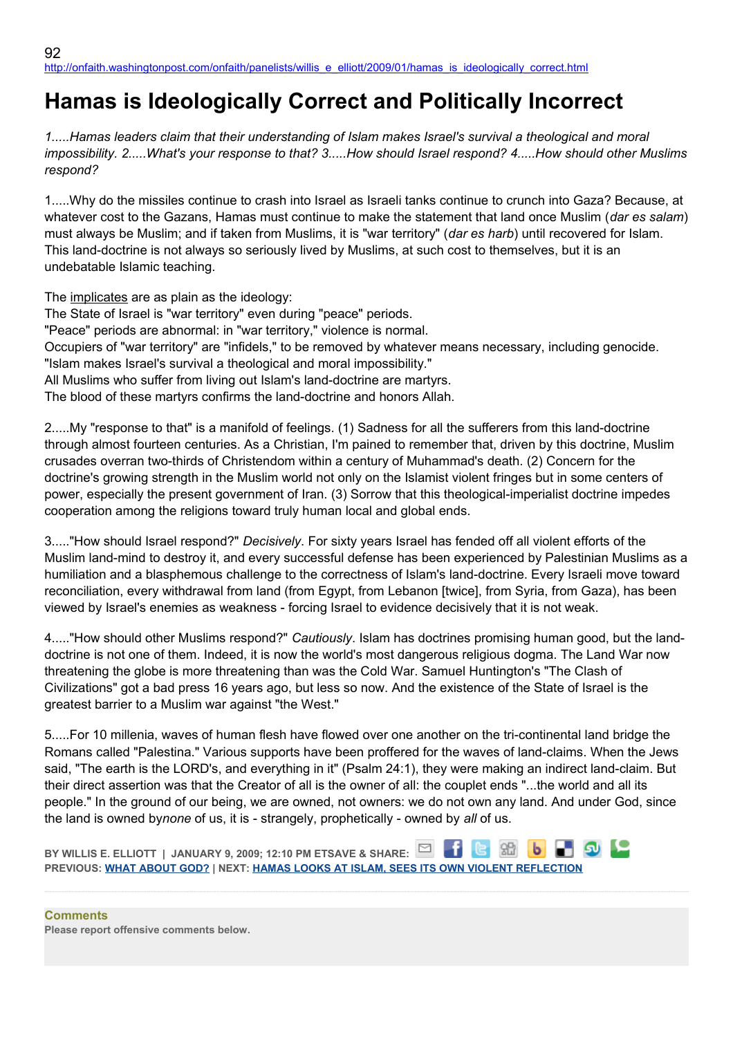http://onfaith.washingtonpost.com/onfaith/panelists/willis_e_elliott/2009/01/hamas_is_ideologically_correct.html

# Hamas is Ideologically Correct and Politically Incorrect

*1.....Hamas leaders claim that their understanding of Islam makes Israel's survival a theological and moral impossibility. 2.....What's your response to that? 3.....How should Israel respond? 4.....How should other Muslims respond?*

1.....Why do the missiles continue to crash into Israel as Israeli tanks continue to crunch into Gaza? Because, at whatever cost to the Gazans, Hamas must continue to make the statement that land once Muslim (*dar es salam*) must always be Muslim; and if taken from Muslims, it is "war territory" (*dar es harb*) until recovered for Islam. This land-doctrine is not always so seriously lived by Muslims, at such cost to themselves, but it is an undebatable Islamic teaching.

The implicates are as plain as the ideology:
The State of Israel is "war territory" even during "peace" periods.
"Peace" periods are abnormal: in "war territory," violence is normal.
Occupiers of "war territory" are "infidels," to be removed by whatever means necessary, including genocide.
"Islam makes Israel's survival a theological and moral impossibility."
All Muslims who suffer from living out Islam's land-doctrine are martyrs.
The blood of these martyrs confirms the land-doctrine and honors Allah.

2.....My "response to that" is a manifold of feelings. (1) Sadness for all the sufferers from this land-doctrine through almost fourteen centuries. As a Christian, I'm pained to remember that, driven by this doctrine, Muslim crusades overran two-thirds of Christendom within a century of Muhammad's death. (2) Concern for the doctrine's growing strength in the Muslim world not only on the Islamist violent fringes but in some centers of power, especially the present government of Iran. (3) Sorrow that this theological-imperialist doctrine impedes cooperation among the religions toward truly human local and global ends.

3....."How should Israel respond?" *Decisively*. For sixty years Israel has fended off all violent efforts of the Muslim land-mind to destroy it, and every successful defense has been experienced by Palestinian Muslims as a humiliation and a blasphemous challenge to the correctness of Islam's land-doctrine. Every Israeli move toward reconciliation, every withdrawal from land (from Egypt, from Lebanon [twice], from Syria, from Gaza), has been viewed by Israel's enemies as weakness - forcing Israel to evidence decisively that it is not weak.

4....."How should other Muslims respond?" *Cautiously*. Islam has doctrines promising human good, but the land-doctrine is not one of them. Indeed, it is now the world's most dangerous religious dogma. The Land War now threatening the globe is more threatening than was the Cold War. Samuel Huntington's "The Clash of Civilizations" got a bad press 16 years ago, but less so now. And the existence of the State of Israel is the greatest barrier to a Muslim war against "the West."

5.....For 10 millenia, waves of human flesh have flowed over one another on the tri-continental land bridge the Romans called "Palestina." Various supports have been proffered for the waves of land-claims. When the Jews said, "The earth is the LORD's, and everything in it" (Psalm 24:1), they were making an indirect land-claim. But their direct assertion was that the Creator of all is the owner of all: the couplet ends "...the world and all its people." In the ground of our being, we are owned, not owners: we do not own any land. And under God, since the land is owned by*none* of us, it is - strangely, prophetically - owned by *all* of us.

**BY WILLIS E. ELLIOTT | JANUARY 9, 2009; 12:10 PM ETSAVE & SHARE:**
**PREVIOUS: WHAT ABOUT GOD? | NEXT: HAMAS LOOKS AT ISLAM, SEES ITS OWN VIOLENT REFLECTION**

**Comments**
**Please report offensive comments below.**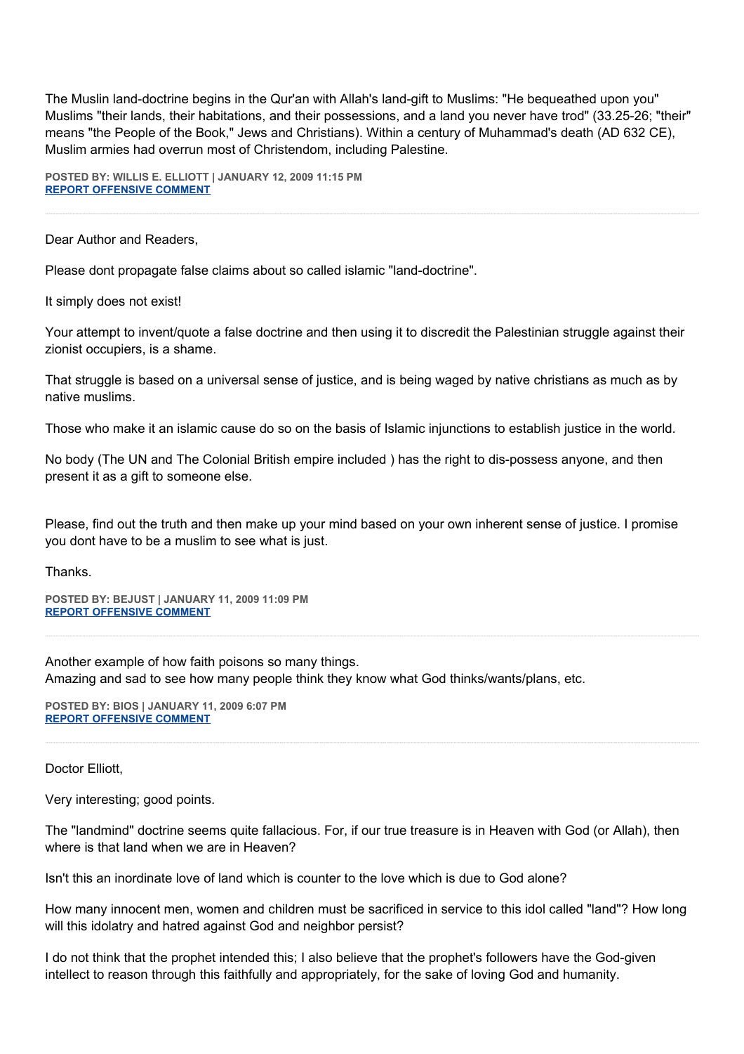The Muslin land-doctrine begins in the Qur'an with Allah's land-gift to Muslims: "He bequeathed upon you" Muslims "their lands, their habitations, and their possessions, and a land you never have trod" (33.25-26; "their" means "the People of the Book," Jews and Christians). Within a century of Muhammad's death (AD 632 CE), Muslim armies had overrun most of Christendom, including Palestine.

**POSTED BY: WILLIS E. ELLIOTT | JANUARY 12, 2009 11:15 PM**
**REPORT OFFENSIVE COMMENT**

---

Dear Author and Readers,

Please dont propagate false claims about so called islamic "land-doctrine".

It simply does not exist!

Your attempt to invent/quote a false doctrine and then using it to discredit the Palestinian struggle against their zionist occupiers, is a shame.

That struggle is based on a universal sense of justice, and is being waged by native christians as much as by native muslims.

Those who make it an islamic cause do so on the basis of Islamic injunctions to establish justice in the world.

No body (The UN and The Colonial British empire included ) has the right to dis-possess anyone, and then present it as a gift to someone else.

Please, find out the truth and then make up your mind based on your own inherent sense of justice. I promise you dont have to be a muslim to see what is just.

Thanks.

**POSTED BY: BEJUST | JANUARY 11, 2009 11:09 PM**
**REPORT OFFENSIVE COMMENT**

---

Another example of how faith poisons so many things.
Amazing and sad to see how many people think they know what God thinks/wants/plans, etc.

**POSTED BY: BIOS | JANUARY 11, 2009 6:07 PM**
**REPORT OFFENSIVE COMMENT**

---

Doctor Elliott,

Very interesting; good points.

The "landmind" doctrine seems quite fallacious. For, if our true treasure is in Heaven with God (or Allah), then where is that land when we are in Heaven?

Isn't this an inordinate love of land which is counter to the love which is due to God alone?

How many innocent men, women and children must be sacrificed in service to this idol called "land"? How long will this idolatry and hatred against God and neighbor persist?

I do not think that the prophet intended this; I also believe that the prophet's followers have the God-given intellect to reason through this faithfully and appropriately, for the sake of loving God and humanity.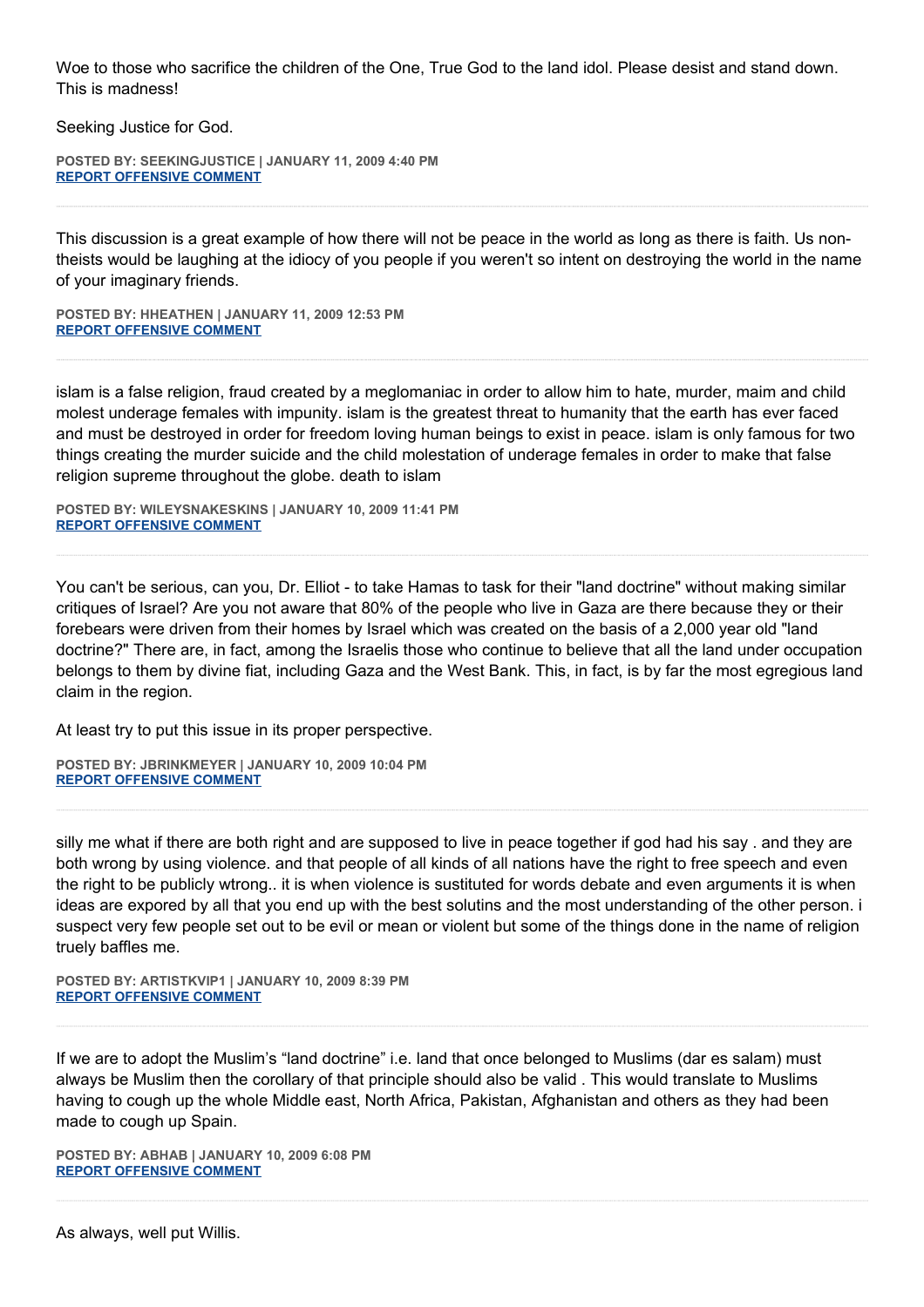Woe to those who sacrifice the children of the One, True God to the land idol. Please desist and stand down. This is madness!

Seeking Justice for God.

**POSTED BY: SEEKINGJUSTICE | JANUARY 11, 2009 4:40 PM**
**REPORT OFFENSIVE COMMENT**

---

This discussion is a great example of how there will not be peace in the world as long as there is faith. Us non-theists would be laughing at the idiocy of you people if you weren't so intent on destroying the world in the name of your imaginary friends.

**POSTED BY: HHEATHEN | JANUARY 11, 2009 12:53 PM**
**REPORT OFFENSIVE COMMENT**

---

islam is a false religion, fraud created by a meglomaniac in order to allow him to hate, murder, maim and child molest underage females with impunity. islam is the greatest threat to humanity that the earth has ever faced and must be destroyed in order for freedom loving human beings to exist in peace. islam is only famous for two things creating the murder suicide and the child molestation of underage females in order to make that false religion supreme throughout the globe. death to islam

**POSTED BY: WILEYSNAKESKINS | JANUARY 10, 2009 11:41 PM**
**REPORT OFFENSIVE COMMENT**

---

You can't be serious, can you, Dr. Elliot - to take Hamas to task for their "land doctrine" without making similar critiques of Israel? Are you not aware that 80% of the people who live in Gaza are there because they or their forebears were driven from their homes by Israel which was created on the basis of a 2,000 year old "land doctrine?" There are, in fact, among the Israelis those who continue to believe that all the land under occupation belongs to them by divine fiat, including Gaza and the West Bank. This, in fact, is by far the most egregious land claim in the region.

At least try to put this issue in its proper perspective.

**POSTED BY: JBRINKMEYER | JANUARY 10, 2009 10:04 PM**
**REPORT OFFENSIVE COMMENT**

---

silly me what if there are both right and are supposed to live in peace together if god had his say . and they are both wrong by using violence. and that people of all kinds of all nations have the right to free speech and even the right to be publicly wtrong.. it is when violence is sustituted for words debate and even arguments it is when ideas are expored by all that you end up with the best solutins and the most understanding of the other person. i suspect very few people set out to be evil or mean or violent but some of the things done in the name of religion truely baffles me.

**POSTED BY: ARTISTKVIP1 | JANUARY 10, 2009 8:39 PM**
**REPORT OFFENSIVE COMMENT**

---

If we are to adopt the Muslim's "land doctrine" i.e. land that once belonged to Muslims (dar es salam) must always be Muslim then the corollary of that principle should also be valid . This would translate to Muslims having to cough up the whole Middle east, North Africa, Pakistan, Afghanistan and others as they had been made to cough up Spain.

**POSTED BY: ABHAB | JANUARY 10, 2009 6:08 PM**
**REPORT OFFENSIVE COMMENT**

---

As always, well put Willis.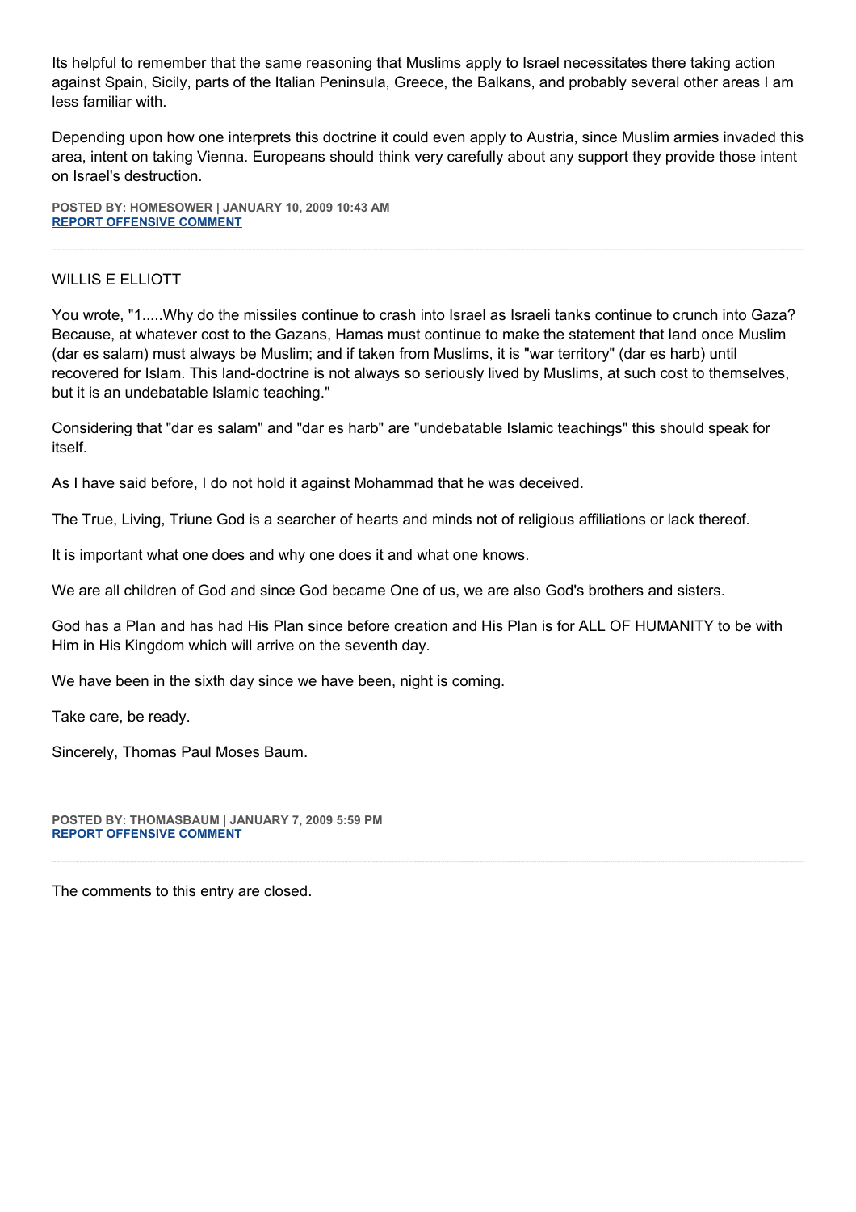Its helpful to remember that the same reasoning that Muslims apply to Israel necessitates there taking action against Spain, Sicily, parts of the Italian Peninsula, Greece, the Balkans, and probably several other areas I am less familiar with.

Depending upon how one interprets this doctrine it could even apply to Austria, since Muslim armies invaded this area, intent on taking Vienna. Europeans should think very carefully about any support they provide those intent on Israel's destruction.

**POSTED BY: HOMESOWER | JANUARY 10, 2009 10:43 AM**
**REPORT OFFENSIVE COMMENT**

---

WILLIS E ELLIOTT

You wrote, "1.....Why do the missiles continue to crash into Israel as Israeli tanks continue to crunch into Gaza? Because, at whatever cost to the Gazans, Hamas must continue to make the statement that land once Muslim (dar es salam) must always be Muslim; and if taken from Muslims, it is "war territory" (dar es harb) until recovered for Islam. This land-doctrine is not always so seriously lived by Muslims, at such cost to themselves, but it is an undebatable Islamic teaching."

Considering that "dar es salam" and "dar es harb" are "undebatable Islamic teachings" this should speak for itself.

As I have said before, I do not hold it against Mohammad that he was deceived.

The True, Living, Triune God is a searcher of hearts and minds not of religious affiliations or lack thereof.

It is important what one does and why one does it and what one knows.

We are all children of God and since God became One of us, we are also God's brothers and sisters.

God has a Plan and has had His Plan since before creation and His Plan is for ALL OF HUMANITY to be with Him in His Kingdom which will arrive on the seventh day.

We have been in the sixth day since we have been, night is coming.

Take care, be ready.

Sincerely, Thomas Paul Moses Baum.

**POSTED BY: THOMASBAUM | JANUARY 7, 2009 5:59 PM**
**REPORT OFFENSIVE COMMENT**

---

The comments to this entry are closed.